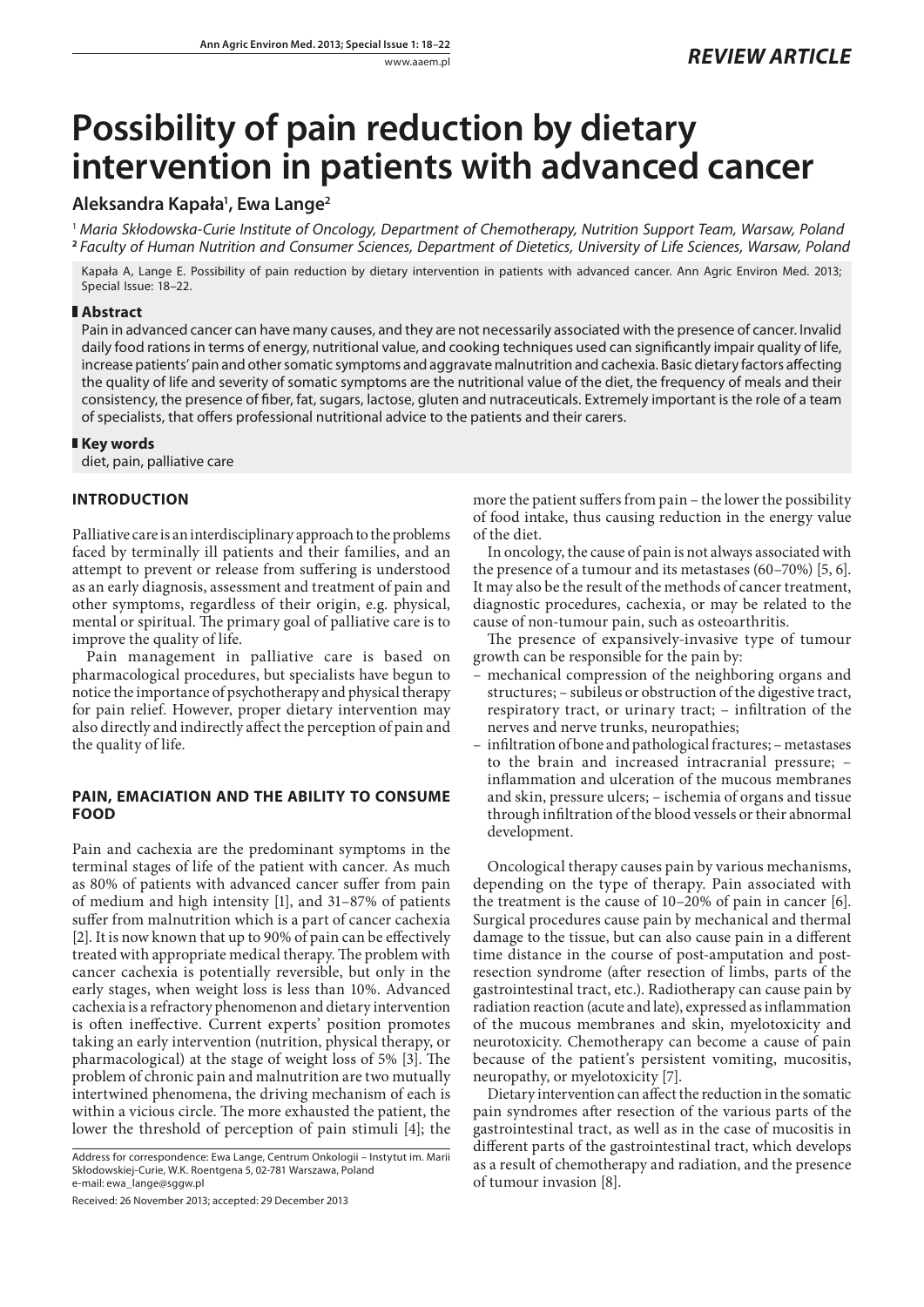REVIEW ARTICLE

# Possibility of pain reduction by dietary intervention in patients with advanced cancer

**Aleksandra Kapała[1], Ewa Lange[2]**

[1] *Maria Skłodowska-Curie Institute of Oncology, Department of Chemotherapy, Nutrition Support Team, Warsaw, Poland*
[2] *Faculty of Human Nutrition and Consumer Sciences, Department of Dietetics, University of Life Sciences, Warsaw, Poland*

Kapała A, Lange E. Possibility of pain reduction by dietary intervention in patients with advanced cancer. Ann Agric Environ Med. 2013; Special Issue: 18–22.

## Abstract

Pain in advanced cancer can have many causes, and they are not necessarily associated with the presence of cancer. Invalid daily food rations in terms of energy, nutritional value, and cooking techniques used can significantly impair quality of life, increase patients' pain and other somatic symptoms and aggravate malnutrition and cachexia. Basic dietary factors affecting the quality of life and severity of somatic symptoms are the nutritional value of the diet, the frequency of meals and their consistency, the presence of fiber, fat, sugars, lactose, gluten and nutraceuticals. Extremely important is the role of a team of specialists, that offers professional nutritional advice to the patients and their carers.

## Key words

diet, pain, palliative care

## INTRODUCTION

Palliative care is an interdisciplinary approach to the problems faced by terminally ill patients and their families, and an attempt to prevent or release from suffering is understood as an early diagnosis, assessment and treatment of pain and other symptoms, regardless of their origin, e.g. physical, mental or spiritual. The primary goal of palliative care is to improve the quality of life.

Pain management in palliative care is based on pharmacological procedures, but specialists have begun to notice the importance of psychotherapy and physical therapy for pain relief. However, proper dietary intervention may also directly and indirectly affect the perception of pain and the quality of life.

## PAIN, EMACIATION AND THE ABILITY TO CONSUME FOOD

Pain and cachexia are the predominant symptoms in the terminal stages of life of the patient with cancer. As much as 80% of patients with advanced cancer suffer from pain of medium and high intensity [1], and 31–87% of patients suffer from malnutrition which is a part of cancer cachexia [2]. It is now known that up to 90% of pain can be effectively treated with appropriate medical therapy. The problem with cancer cachexia is potentially reversible, but only in the early stages, when weight loss is less than 10%. Advanced cachexia is a refractory phenomenon and dietary intervention is often ineffective. Current experts' position promotes taking an early intervention (nutrition, physical therapy, or pharmacological) at the stage of weight loss of 5% [3]. The problem of chronic pain and malnutrition are two mutually intertwined phenomena, the driving mechanism of each is within a vicious circle. The more exhausted the patient, the lower the threshold of perception of pain stimuli [4]; the more the patient suffers from pain – the lower the possibility of food intake, thus causing reduction in the energy value of the diet.

In oncology, the cause of pain is not always associated with the presence of a tumour and its metastases (60–70%) [5, 6]. It may also be the result of the methods of cancer treatment, diagnostic procedures, cachexia, or may be related to the cause of non-tumour pain, such as osteoarthritis.

The presence of expansively-invasive type of tumour growth can be responsible for the pain by:

- mechanical compression of the neighboring organs and structures; – subileus or obstruction of the digestive tract, respiratory tract, or urinary tract; – infiltration of the nerves and nerve trunks, neuropathies;
- infiltration of bone and pathological fractures; – metastases to the brain and increased intracranial pressure; – inflammation and ulceration of the mucous membranes and skin, pressure ulcers; – ischemia of organs and tissue through infiltration of the blood vessels or their abnormal development.

Oncological therapy causes pain by various mechanisms, depending on the type of therapy. Pain associated with the treatment is the cause of 10–20% of pain in cancer [6]. Surgical procedures cause pain by mechanical and thermal damage to the tissue, but can also cause pain in a different time distance in the course of post-amputation and post-resection syndrome (after resection of limbs, parts of the gastrointestinal tract, etc.). Radiotherapy can cause pain by radiation reaction (acute and late), expressed as inflammation of the mucous membranes and skin, myelotoxicity and neurotoxicity. Chemotherapy can become a cause of pain because of the patient's persistent vomiting, mucositis, neuropathy, or myelotoxicity [7].

Dietary intervention can affect the reduction in the somatic pain syndromes after resection of the various parts of the gastrointestinal tract, as well as in the case of mucositis in different parts of the gastrointestinal tract, which develops as a result of chemotherapy and radiation, and the presence of tumour invasion [8].

Address for correspondence: Ewa Lange, Centrum Onkologii – Instytut im. Marii Skłodowskiej-Curie, W.K. Roentgena 5, 02-781 Warszawa, Poland
e-mail: ewa_lange@sggw.pl

Received: 26 November 2013; accepted: 29 December 2013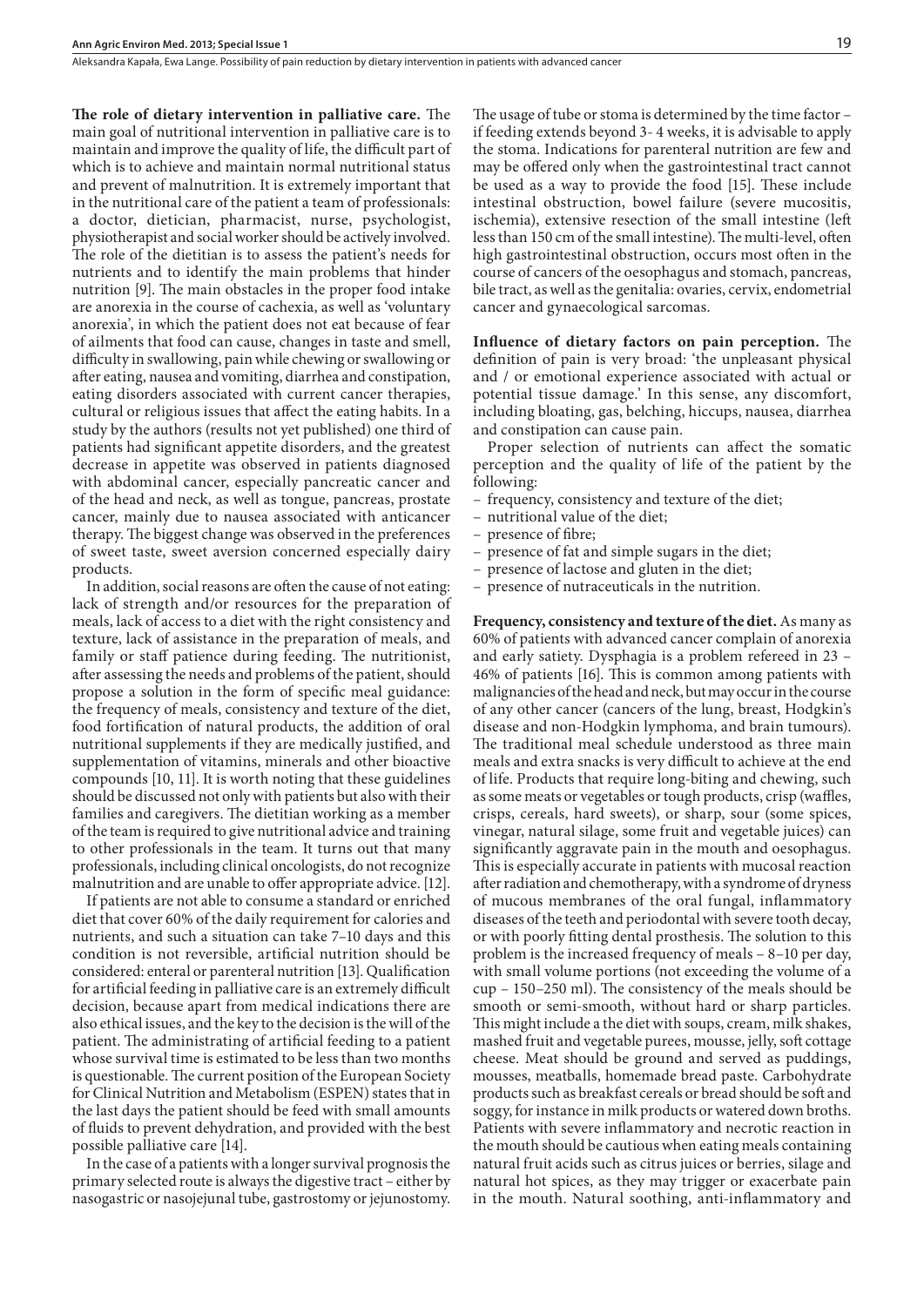**The role of dietary intervention in palliative care.** The main goal of nutritional intervention in palliative care is to maintain and improve the quality of life, the difficult part of which is to achieve and maintain normal nutritional status and prevent of malnutrition. It is extremely important that in the nutritional care of the patient a team of professionals: a doctor, dietician, pharmacist, nurse, psychologist, physiotherapist and social worker should be actively involved. The role of the dietitian is to assess the patient's needs for nutrients and to identify the main problems that hinder nutrition [9]. The main obstacles in the proper food intake are anorexia in the course of cachexia, as well as 'voluntary anorexia', in which the patient does not eat because of fear of ailments that food can cause, changes in taste and smell, difficulty in swallowing, pain while chewing or swallowing or after eating, nausea and vomiting, diarrhea and constipation, eating disorders associated with current cancer therapies, cultural or religious issues that affect the eating habits. In a study by the authors (results not yet published) one third of patients had significant appetite disorders, and the greatest decrease in appetite was observed in patients diagnosed with abdominal cancer, especially pancreatic cancer and of the head and neck, as well as tongue, pancreas, prostate cancer, mainly due to nausea associated with anticancer therapy. The biggest change was observed in the preferences of sweet taste, sweet aversion concerned especially dairy products.

In addition, social reasons are often the cause of not eating: lack of strength and/or resources for the preparation of meals, lack of access to a diet with the right consistency and texture, lack of assistance in the preparation of meals, and family or staff patience during feeding. The nutritionist, after assessing the needs and problems of the patient, should propose a solution in the form of specific meal guidance: the frequency of meals, consistency and texture of the diet, food fortification of natural products, the addition of oral nutritional supplements if they are medically justified, and supplementation of vitamins, minerals and other bioactive compounds [10, 11]. It is worth noting that these guidelines should be discussed not only with patients but also with their families and caregivers. The dietitian working as a member of the team is required to give nutritional advice and training to other professionals in the team. It turns out that many professionals, including clinical oncologists, do not recognize malnutrition and are unable to offer appropriate advice. [12].

If patients are not able to consume a standard or enriched diet that cover 60% of the daily requirement for calories and nutrients, and such a situation can take 7–10 days and this condition is not reversible, artificial nutrition should be considered: enteral or parenteral nutrition [13]. Qualification for artificial feeding in palliative care is an extremely difficult decision, because apart from medical indications there are also ethical issues, and the key to the decision is the will of the patient. The administrating of artificial feeding to a patient whose survival time is estimated to be less than two months is questionable. The current position of the European Society for Clinical Nutrition and Metabolism (ESPEN) states that in the last days the patient should be feed with small amounts of fluids to prevent dehydration, and provided with the best possible palliative care [14].

In the case of a patients with a longer survival prognosis the primary selected route is always the digestive tract – either by nasogastric or nasojejunal tube, gastrostomy or jejunostomy. The usage of tube or stoma is determined by the time factor – if feeding extends beyond 3- 4 weeks, it is advisable to apply the stoma. Indications for parenteral nutrition are few and may be offered only when the gastrointestinal tract cannot be used as a way to provide the food [15]. These include intestinal obstruction, bowel failure (severe mucositis, ischemia), extensive resection of the small intestine (left less than 150 cm of the small intestine). The multi-level, often high gastrointestinal obstruction, occurs most often in the course of cancers of the oesophagus and stomach, pancreas, bile tract, as well as the genitalia: ovaries, cervix, endometrial cancer and gynaecological sarcomas.

**Influence of dietary factors on pain perception.** The definition of pain is very broad: 'the unpleasant physical and / or emotional experience associated with actual or potential tissue damage.' In this sense, any discomfort, including bloating, gas, belching, hiccups, nausea, diarrhea and constipation can cause pain.

Proper selection of nutrients can affect the somatic perception and the quality of life of the patient by the following:

- frequency, consistency and texture of the diet;
- nutritional value of the diet;
- presence of fibre;
- presence of fat and simple sugars in the diet;
- presence of lactose and gluten in the diet;
- presence of nutraceuticals in the nutrition.

**Frequency, consistency and texture of the diet.** As many as 60% of patients with advanced cancer complain of anorexia and early satiety. Dysphagia is a problem refereed in 23 – 46% of patients [16]. This is common among patients with malignancies of the head and neck, but may occur in the course of any other cancer (cancers of the lung, breast, Hodgkin's disease and non-Hodgkin lymphoma, and brain tumours). The traditional meal schedule understood as three main meals and extra snacks is very difficult to achieve at the end of life. Products that require long-biting and chewing, such as some meats or vegetables or tough products, crisp (waffles, crisps, cereals, hard sweets), or sharp, sour (some spices, vinegar, natural silage, some fruit and vegetable juices) can significantly aggravate pain in the mouth and oesophagus. This is especially accurate in patients with mucosal reaction after radiation and chemotherapy, with a syndrome of dryness of mucous membranes of the oral fungal, inflammatory diseases of the teeth and periodontal with severe tooth decay, or with poorly fitting dental prosthesis. The solution to this problem is the increased frequency of meals – 8–10 per day, with small volume portions (not exceeding the volume of a cup – 150–250 ml). The consistency of the meals should be smooth or semi-smooth, without hard or sharp particles. This might include a the diet with soups, cream, milk shakes, mashed fruit and vegetable purees, mousse, jelly, soft cottage cheese. Meat should be ground and served as puddings, mousses, meatballs, homemade bread paste. Carbohydrate products such as breakfast cereals or bread should be soft and soggy, for instance in milk products or watered down broths. Patients with severe inflammatory and necrotic reaction in the mouth should be cautious when eating meals containing natural fruit acids such as citrus juices or berries, silage and natural hot spices, as they may trigger or exacerbate pain in the mouth. Natural soothing, anti-inflammatory and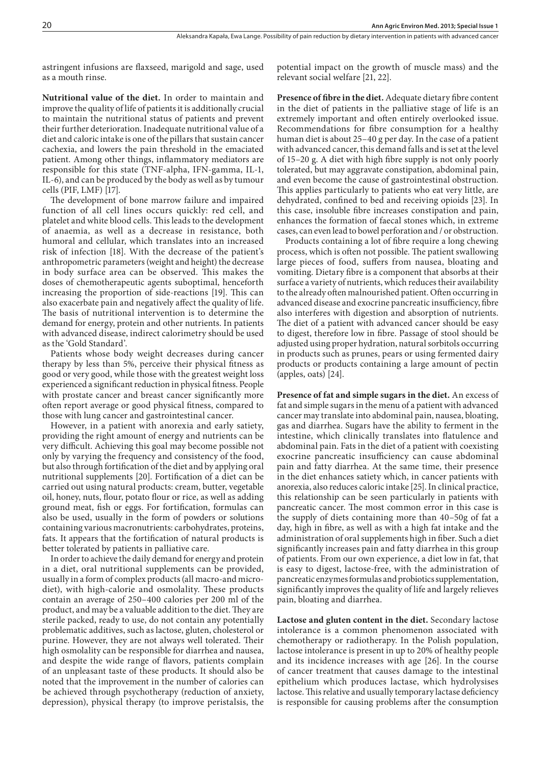astringent infusions are flaxseed, marigold and sage, used as a mouth rinse.

**Nutritional value of the diet.** In order to maintain and improve the quality of life of patients it is additionally crucial to maintain the nutritional status of patients and prevent their further deterioration. Inadequate nutritional value of a diet and caloric intake is one of the pillars that sustain cancer cachexia, and lowers the pain threshold in the emaciated patient. Among other things, inflammatory mediators are responsible for this state (TNF-alpha, IFN-gamma, IL-1, IL-6), and can be produced by the body as well as by tumour cells (PIF, LMF) [17].

The development of bone marrow failure and impaired function of all cell lines occurs quickly: red cell, and platelet and white blood cells. This leads to the development of anaemia, as well as a decrease in resistance, both humoral and cellular, which translates into an increased risk of infection [18]. With the decrease of the patient's anthropometric parameters (weight and height) the decrease in body surface area can be observed. This makes the doses of chemotherapeutic agents suboptimal, henceforth increasing the proportion of side-reactions [19]. This can also exacerbate pain and negatively affect the quality of life. The basis of nutritional intervention is to determine the demand for energy, protein and other nutrients. In patients with advanced disease, indirect calorimetry should be used as the 'Gold Standard'.

Patients whose body weight decreases during cancer therapy by less than 5%, perceive their physical fitness as good or very good, while those with the greatest weight loss experienced a significant reduction in physical fitness. People with prostate cancer and breast cancer significantly more often report average or good physical fitness, compared to those with lung cancer and gastrointestinal cancer.

However, in a patient with anorexia and early satiety, providing the right amount of energy and nutrients can be very difficult. Achieving this goal may become possible not only by varying the frequency and consistency of the food, but also through fortification of the diet and by applying oral nutritional supplements [20]. Fortification of a diet can be carried out using natural products: cream, butter, vegetable oil, honey, nuts, flour, potato flour or rice, as well as adding ground meat, fish or eggs. For fortification, formulas can also be used, usually in the form of powders or solutions containing various macronutrients: carbohydrates, proteins, fats. It appears that the fortification of natural products is better tolerated by patients in palliative care.

In order to achieve the daily demand for energy and protein in a diet, oral nutritional supplements can be provided, usually in a form of complex products (all macro-and micro-diet), with high-calorie and osmolality. These products contain an average of 250–400 calories per 200 ml of the product, and may be a valuable addition to the diet. They are sterile packed, ready to use, do not contain any potentially problematic additives, such as lactose, gluten, cholesterol or purine. However, they are not always well tolerated. Their high osmolality can be responsible for diarrhea and nausea, and despite the wide range of flavors, patients complain of an unpleasant taste of these products. It should also be noted that the improvement in the number of calories can be achieved through psychotherapy (reduction of anxiety, depression), physical therapy (to improve peristalsis, the potential impact on the growth of muscle mass) and the relevant social welfare [21, 22].

**Presence of fibre in the diet.** Adequate dietary fibre content in the diet of patients in the palliative stage of life is an extremely important and often entirely overlooked issue. Recommendations for fibre consumption for a healthy human diet is about 25–40 g per day. In the case of a patient with advanced cancer, this demand falls and is set at the level of 15–20 g. A diet with high fibre supply is not only poorly tolerated, but may aggravate constipation, abdominal pain, and even become the cause of gastrointestinal obstruction. This applies particularly to patients who eat very little, are dehydrated, confined to bed and receiving opioids [23]. In this case, insoluble fibre increases constipation and pain, enhances the formation of faecal stones which, in extreme cases, can even lead to bowel perforation and / or obstruction.

Products containing a lot of fibre require a long chewing process, which is often not possible. The patient swallowing large pieces of food, suffers from nausea, bloating and vomiting. Dietary fibre is a component that absorbs at their surface a variety of nutrients, which reduces their availability to the already often malnourished patient. Often occurring in advanced disease and exocrine pancreatic insufficiency, fibre also interferes with digestion and absorption of nutrients. The diet of a patient with advanced cancer should be easy to digest, therefore low in fibre. Passage of stool should be adjusted using proper hydration, natural sorbitols occurring in products such as prunes, pears or using fermented dairy products or products containing a large amount of pectin (apples, oats) [24].

**Presence of fat and simple sugars in the diet.** An excess of fat and simple sugars in the menu of a patient with advanced cancer may translate into abdominal pain, nausea, bloating, gas and diarrhea. Sugars have the ability to ferment in the intestine, which clinically translates into flatulence and abdominal pain. Fats in the diet of a patient with coexisting exocrine pancreatic insufficiency can cause abdominal pain and fatty diarrhea. At the same time, their presence in the diet enhances satiety which, in cancer patients with anorexia, also reduces caloric intake [25]. In clinical practice, this relationship can be seen particularly in patients with pancreatic cancer. The most common error in this case is the supply of diets containing more than 40–50g of fat a day, high in fibre, as well as with a high fat intake and the administration of oral supplements high in fiber. Such a diet significantly increases pain and fatty diarrhea in this group of patients. From our own experience, a diet low in fat, that is easy to digest, lactose-free, with the administration of pancreatic enzymes formulas and probiotics supplementation, significantly improves the quality of life and largely relieves pain, bloating and diarrhea.

**Lactose and gluten content in the diet.** Secondary lactose intolerance is a common phenomenon associated with chemotherapy or radiotherapy. In the Polish population, lactose intolerance is present in up to 20% of healthy people and its incidence increases with age [26]. In the course of cancer treatment that causes damage to the intestinal epithelium which produces lactase, which hydrolysises lactose. This relative and usually temporary lactase deficiency is responsible for causing problems after the consumption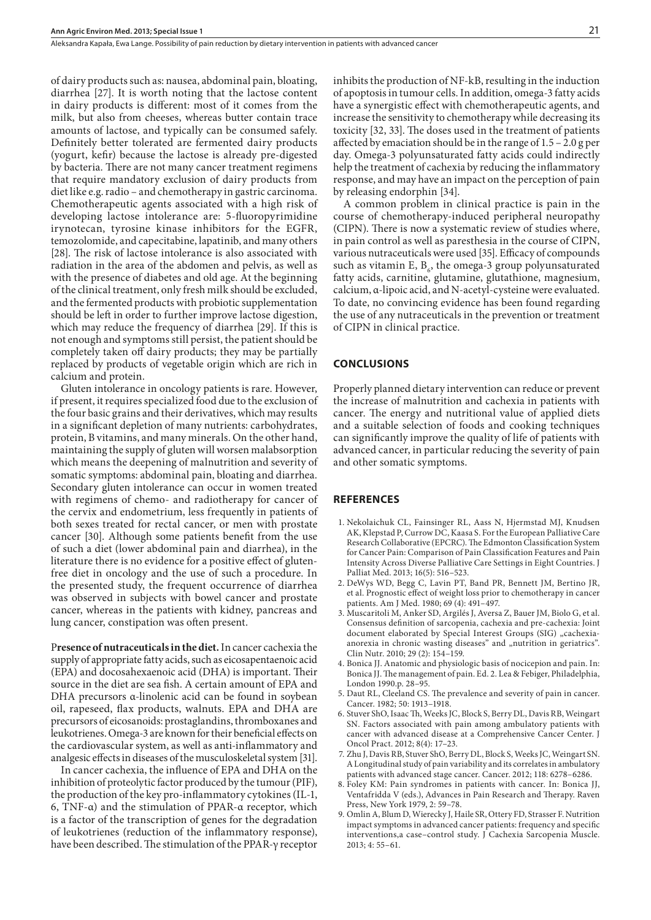of dairy products such as: nausea, abdominal pain, bloating, diarrhea [27]. It is worth noting that the lactose content in dairy products is different: most of it comes from the milk, but also from cheeses, whereas butter contain trace amounts of lactose, and typically can be consumed safely. Definitely better tolerated are fermented dairy products (yogurt, kefir) because the lactose is already pre-digested by bacteria. There are not many cancer treatment regimens that require mandatory exclusion of dairy products from diet like e.g. radio – and chemotherapy in gastric carcinoma. Chemotherapeutic agents associated with a high risk of developing lactose intolerance are: 5-fluoropyrimidine irynotecan, tyrosine kinase inhibitors for the EGFR, temozolomide, and capecitabine, lapatinib, and many others [28]. The risk of lactose intolerance is also associated with radiation in the area of the abdomen and pelvis, as well as with the presence of diabetes and old age. At the beginning of the clinical treatment, only fresh milk should be excluded, and the fermented products with probiotic supplementation should be left in order to further improve lactose digestion, which may reduce the frequency of diarrhea [29]. If this is not enough and symptoms still persist, the patient should be completely taken off dairy products; they may be partially replaced by products of vegetable origin which are rich in calcium and protein.

Gluten intolerance in oncology patients is rare. However, if present, it requires specialized food due to the exclusion of the four basic grains and their derivatives, which may results in a significant depletion of many nutrients: carbohydrates, protein, B vitamins, and many minerals. On the other hand, maintaining the supply of gluten will worsen malabsorption which means the deepening of malnutrition and severity of somatic symptoms: abdominal pain, bloating and diarrhea. Secondary gluten intolerance can occur in women treated with regimens of chemo- and radiotherapy for cancer of the cervix and endometrium, less frequently in patients of both sexes treated for rectal cancer, or men with prostate cancer [30]. Although some patients benefit from the use of such a diet (lower abdominal pain and diarrhea), in the literature there is no evidence for a positive effect of gluten-free diet in oncology and the use of such a procedure. In the presented study, the frequent occurrence of diarrhea was observed in subjects with bowel cancer and prostate cancer, whereas in the patients with kidney, pancreas and lung cancer, constipation was often present.

**Presence of nutraceuticals in the diet.** In cancer cachexia the supply of appropriate fatty acids, such as eicosapentaenoic acid (EPA) and docosahexaenoic acid (DHA) is important. Their source in the diet are sea fish. A certain amount of EPA and DHA precursors α-linolenic acid can be found in soybean oil, rapeseed, flax products, walnuts. EPA and DHA are precursors of eicosanoids: prostaglandins, thromboxanes and leukotrienes. Omega-3 are known for their beneficial effects on the cardiovascular system, as well as anti-inflammatory and analgesic effects in diseases of the musculoskeletal system [31].

In cancer cachexia, the influence of EPA and DHA on the inhibition of proteolytic factor produced by the tumour (PIF), the production of the key pro-inflammatory cytokines (IL-1, 6, TNF-α) and the stimulation of PPAR-α receptor, which is a factor of the transcription of genes for the degradation of leukotrienes (reduction of the inflammatory response), have been described. The stimulation of the PPAR-γ receptor inhibits the production of NF-kB, resulting in the induction of apoptosis in tumour cells. In addition, omega-3 fatty acids have a synergistic effect with chemotherapeutic agents, and increase the sensitivity to chemotherapy while decreasing its toxicity [32, 33]. The doses used in the treatment of patients affected by emaciation should be in the range of 1.5 – 2.0 g per day. Omega-3 polyunsaturated fatty acids could indirectly help the treatment of cachexia by reducing the inflammatory response, and may have an impact on the perception of pain by releasing endorphin [34].

A common problem in clinical practice is pain in the course of chemotherapy-induced peripheral neuropathy (CIPN). There is now a systematic review of studies where, in pain control as well as paresthesia in the course of CIPN, various nutraceuticals were used [35]. Efficacy of compounds such as vitamin E, $B_6$, the omega-3 group polyunsaturated fatty acids, carnitine, glutamine, glutathione, magnesium, calcium, α-lipoic acid, and N-acetyl-cysteine were evaluated. To date, no convincing evidence has been found regarding the use of any nutraceuticals in the prevention or treatment of CIPN in clinical practice.

## CONCLUSIONS

Properly planned dietary intervention can reduce or prevent the increase of malnutrition and cachexia in patients with cancer. The energy and nutritional value of applied diets and a suitable selection of foods and cooking techniques can significantly improve the quality of life of patients with advanced cancer, in particular reducing the severity of pain and other somatic symptoms.

## REFERENCES

1. Nekolaichuk CL, Fainsinger RL, Aass N, Hjermstad MJ, Knudsen AK, Klepstad P, Currow DC, Kaasa S. For the European Palliative Care Research Collaborative (EPCRC). The Edmonton Classification System for Cancer Pain: Comparison of Pain Classification Features and Pain Intensity Across Diverse Palliative Care Settings in Eight Countries. J Palliat Med. 2013; 16(5): 516–523.
2. DeWys WD, Begg C, Lavin PT, Band PR, Bennett JM, Bertino JR, et al. Prognostic effect of weight loss prior to chemotherapy in cancer patients. Am J Med. 1980; 69 (4): 491–497.
3. Muscaritoli M, Anker SD, Argilés J, Aversa Z, Bauer JM, Biolo G, et al. Consensus definition of sarcopenia, cachexia and pre-cachexia: Joint document elaborated by Special Interest Groups (SIG) „cachexia-anorexia in chronic wasting diseases" and „nutrition in geriatrics". Clin Nutr. 2010; 29 (2): 154–159.
4. Bonica JJ. Anatomic and physiologic basis of nocicepion and pain. In: Bonica JJ. The management of pain. Ed. 2. Lea & Febiger, Philadelphia, London 1990.p. 28–95.
5. Daut RL, Cleeland CS. The prevalence and severity of pain in cancer. Cancer. 1982; 50: 1913–1918.
6. Stuver ShO, Isaac Th, Weeks JC, Block S, Berry DL, Davis RB, Weingart SN. Factors associated with pain among ambulatory patients with cancer with advanced disease at a Comprehensive Cancer Center. J Oncol Pract. 2012; 8(4): 17–23.
7. Zhu J, Davis RB, Stuver ShO, Berry DL, Block S, Weeks JC, Weingart SN. A Longitudinal study of pain variability and its correlates in ambulatory patients with advanced stage cancer. Cancer. 2012; 118: 6278–6286.
8. Foley KM: Pain syndromes in patients with cancer. In: Bonica JJ, Ventafridda V (eds.), Advances in Pain Research and Therapy. Raven Press, New York 1979, 2: 59–78.
9. Omlin A, Blum D, Wierecky J, Haile SR, Ottery FD, Strasser F. Nutrition impact symptoms in advanced cancer patients: frequency and specific interventions,a case–control study. J Cachexia Sarcopenia Muscle. 2013; 4: 55–61.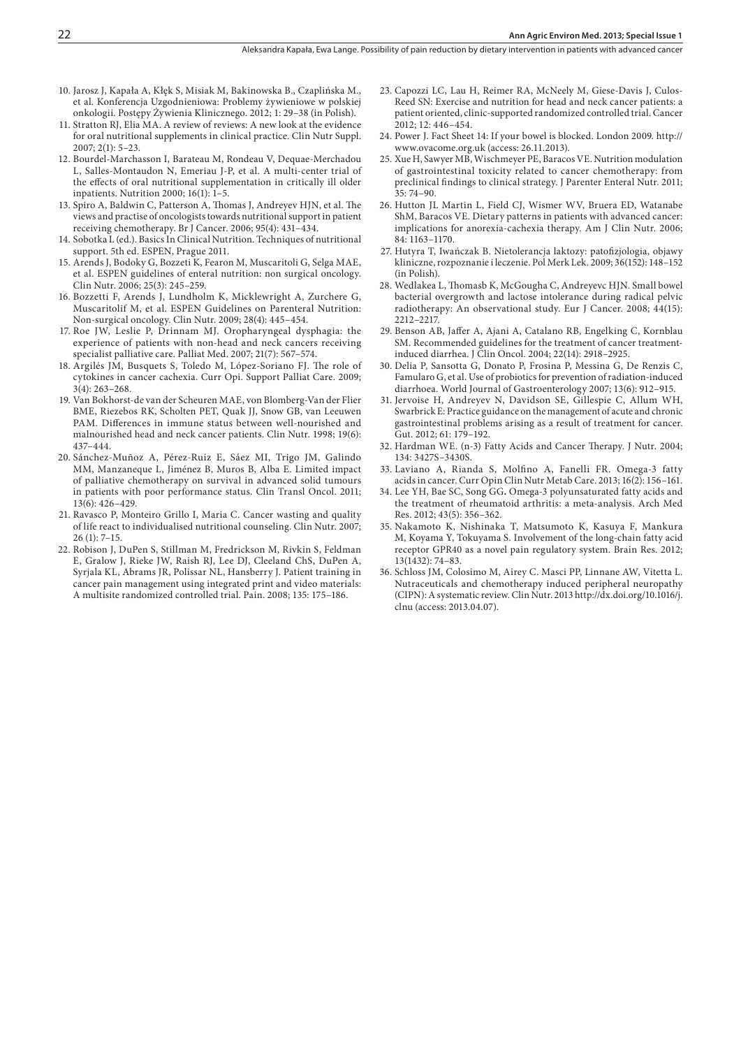10. Jarosz J, Kapała A, Kłęk S, Misiak M, Bakinowska B., Czaplińska M., et al. Konferencja Uzgodnieniowa: Problemy żywieniowe w polskiej onkologii. Postępy Żywienia Klinicznego. 2012; 1: 29–38 (in Polish).
11. Stratton RJ, Elia MA. A review of reviews: A new look at the evidence for oral nutritional supplements in clinical practice. Clin Nutr Suppl. 2007; 2(1): 5–23.
12. Bourdel-Marchasson I, Barateau M, Rondeau V, Dequae-Merchadou L, Salles-Montaudon N, Emeriau J-P, et al. A multi-center trial of the effects of oral nutritional supplementation in critically ill older inpatients. Nutrition 2000; 16(1): 1–5.
13. Spiro A, Baldwin C, Patterson A, Thomas J, Andreyev HJN, et al. The views and practise of oncologists towards nutritional support in patient receiving chemotherapy. Br J Cancer. 2006; 95(4): 431–434.
14. Sobotka L (ed.). Basics In Clinical Nutrition. Techniques of nutritional support. 5th ed. ESPEN, Prague 2011.
15. Arends J, Bodoky G, Bozzeti K, Fearon M, Muscaritoli G, Selga MAE, et al. ESPEN guidelines of enteral nutrition: non surgical oncology. Clin Nutr. 2006; 25(3): 245–259.
16. Bozzetti F, Arends J, Lundholm K, Micklewright A, Zurchere G, Muscaritolif M, et al. ESPEN Guidelines on Parenteral Nutrition: Non-surgical oncology. Clin Nutr. 2009; 28(4): 445–454.
17. Roe JW, Leslie P, Drinnam MJ. Oropharyngeal dysphagia: the experience of patients with non-head and neck cancers receiving specialist palliative care. Palliat Med. 2007; 21(7): 567–574.
18. Argilés JM, Busquets S, Toledo M, López-Soriano FJ. The role of cytokines in cancer cachexia. Curr Opi. Support Palliat Care. 2009; 3(4): 263–268.
19. Van Bokhorst-de van der Scheuren MAE, von Blomberg-Van der Flier BME, Riezebos RK, Scholten PET, Quak JJ, Snow GB, van Leeuwen PAM. Differences in immune status between well-nourished and malnourished head and neck cancer patients. Clin Nutr. 1998; 19(6): 437–444.
20. Sánchez-Muñoz A, Pérez-Ruiz E, Sáez MI, Trigo JM, Galindo MM, Manzaneque L, Jiménez B, Muros B, Alba E. Limited impact of palliative chemotherapy on survival in advanced solid tumours in patients with poor performance status. Clin Transl Oncol. 2011; 13(6): 426–429.
21. Ravasco P, Monteiro Grillo I, Maria C. Cancer wasting and quality of life react to individualised nutritional counseling. Clin Nutr. 2007; 26 (1): 7–15.
22. Robison J, DuPen S, Stillman M, Fredrickson M, Rivkin S, Feldman E, Gralow J, Rieke JW, Raish RJ, Lee DJ, Cleeland ChS, DuPen A, Syrjala KL, Abrams JR, Polissar NL, Hansberry J. Patient training in cancer pain management using integrated print and video materials: A multisite randomized controlled trial. Pain. 2008; 135: 175–186.
23. Capozzi LC, Lau H, Reimer RA, McNeely M, Giese-Davis J, Culos-Reed SN: Exercise and nutrition for head and neck cancer patients: a patient oriented, clinic-supported randomized controlled trial. Cancer 2012; 12: 446–454.
24. Power J. Fact Sheet 14: If your bowel is blocked. London 2009. http://www.ovacome.org.uk (access: 26.11.2013).
25. Xue H, Sawyer MB, Wischmeyer PE, Baracos VE. Nutrition modulation of gastrointestinal toxicity related to cancer chemotherapy: from preclinical findings to clinical strategy. J Parenter Enteral Nutr. 2011; 35: 74–90.
26. Hutton JL Martin L, Field CJ, Wismer WV, Bruera ED, Watanabe ShM, Baracos VE. Dietary patterns in patients with advanced cancer: implications for anorexia-cachexia therapy. Am J Clin Nutr. 2006; 84: 1163–1170.
27. Hutyra T, Iwańczak B. Nietolerancja laktozy: patofizjologia, objawy kliniczne, rozpoznanie i leczenie. Pol Merk Lek. 2009; 36(152): 148–152 (in Polish).
28. Wedlakea L, Thomasb K, McGougha C, Andreyevc HJN. Small bowel bacterial overgrowth and lactose intolerance during radical pelvic radiotherapy: An observational study. Eur J Cancer. 2008; 44(15): 2212–2217.
29. Benson AB, Jaffer A, Ajani A, Catalano RB, Engelking C, Kornblau SM. Recommended guidelines for the treatment of cancer treatment-induced diarrhea. J Clin Oncol. 2004; 22(14): 2918–2925.
30. Delia P, Sansotta G, Donato P, Frosina P, Messina G, De Renzis C, Famularo G, et al. Use of probiotics for prevention of radiation-induced diarrhoea. World Journal of Gastroenterology 2007; 13(6): 912–915.
31. Jervoise H, Andreyev N, Davidson SE, Gillespie C, Allum WH, Swarbrick E: Practice guidance on the management of acute and chronic gastrointestinal problems arising as a result of treatment for cancer. Gut. 2012; 61: 179–192.
32. Hardman WE. (n-3) Fatty Acids and Cancer Therapy. J Nutr. 2004; 134: 3427S–3430S.
33. Laviano A, Rianda S, Molfino A, Fanelli FR. Omega-3 fatty acids in cancer. Curr Opin Clin Nutr Metab Care. 2013; 16(2): 156–161.
34. Lee YH, Bae SC, Song GG. Omega-3 polyunsaturated fatty acids and the treatment of rheumatoid arthritis: a meta-analysis. Arch Med Res. 2012; 43(5): 356–362.
35. Nakamoto K, Nishinaka T, Matsumoto K, Kasuya F, Mankura M, Koyama Y, Tokuyama S. Involvement of the long-chain fatty acid receptor GPR40 as a novel pain regulatory system. Brain Res. 2012; 13(1432): 74–83.
36. Schloss JM, Colosimo M, Airey C. Masci PP, Linnane AW, Vitetta L. Nutraceuticals and chemotherapy induced peripheral neuropathy (CIPN): A systematic review. Clin Nutr. 2013 http://dx.doi.org/10.1016/j.clnu (access: 2013.04.07).